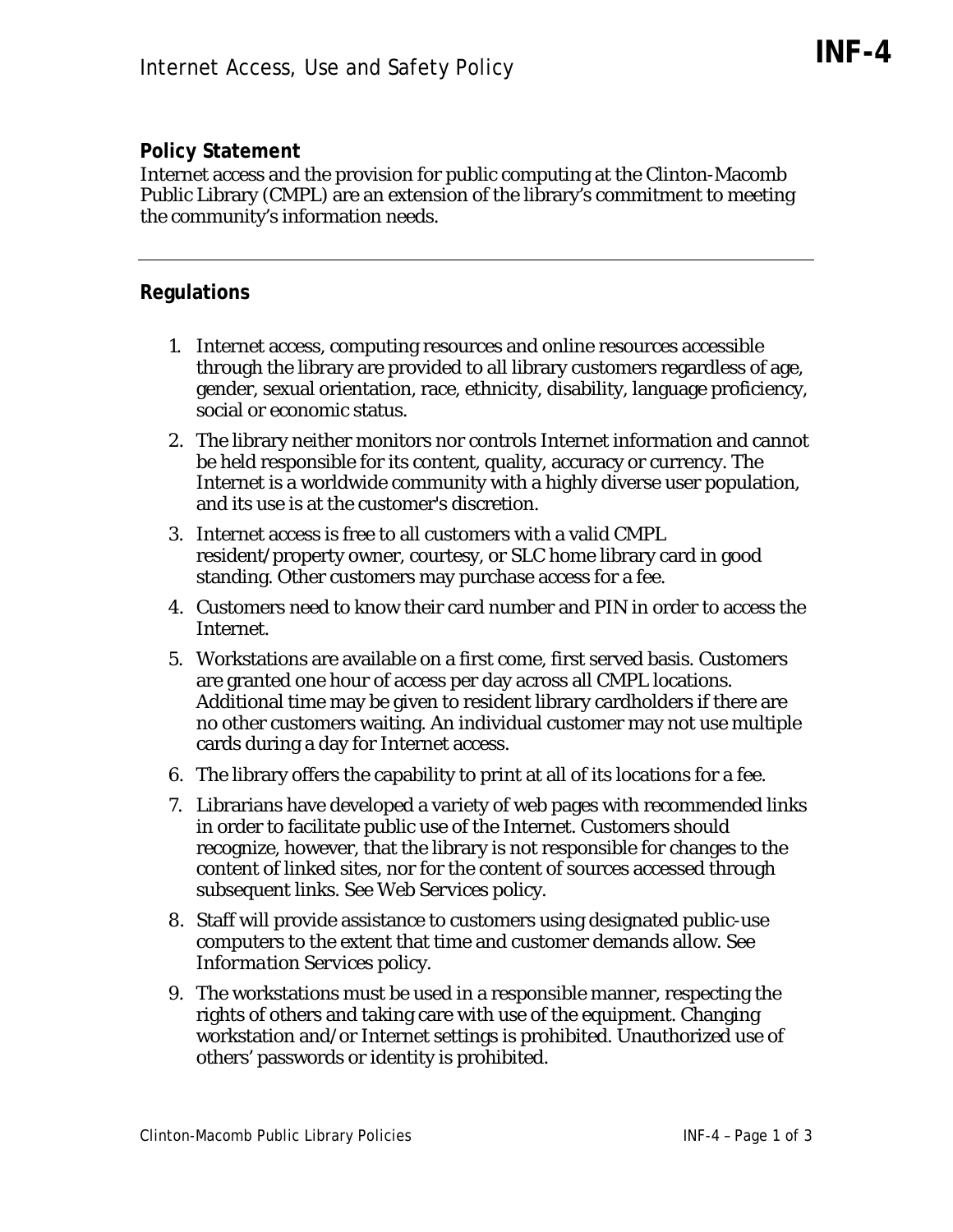# Internet Access, Use and Safety Policy

**INF-4**

## Policy Statement

Internet access and the provision for public computing at the Clinton-Macomb Public Library (CMPL) are an extension of the library's commitment to meeting the community's information needs.

---

## Regulations

1. Internet access, computing resources and online resources accessible through the library are provided to all library customers regardless of age, gender, sexual orientation, race, ethnicity, disability, language proficiency, social or economic status.
2. The library neither monitors nor controls Internet information and cannot be held responsible for its content, quality, accuracy or currency. The Internet is a worldwide community with a highly diverse user population, and its use is at the customer's discretion.
3. Internet access is free to all customers with a valid CMPL resident/property owner, courtesy, or SLC home library card in good standing. Other customers may purchase access for a fee.
4. Customers need to know their card number and PIN in order to access the Internet.
5. Workstations are available on a first come, first served basis. Customers are granted one hour of access per day across all CMPL locations. Additional time may be given to resident library cardholders if there are no other customers waiting. An individual customer may not use multiple cards during a day for Internet access.
6. The library offers the capability to print at all of its locations for a fee.
7. Librarians have developed a variety of web pages with recommended links in order to facilitate public use of the Internet. Customers should recognize, however, that the library is not responsible for changes to the content of linked sites, nor for the content of sources accessed through subsequent links. See Web Services policy.
8. Staff will provide assistance to customers using designated public-use computers to the extent that time and customer demands allow. See *Information Services policy.*
9. The workstations must be used in a responsible manner, respecting the rights of others and taking care with use of the equipment. Changing workstation and/or Internet settings is prohibited. Unauthorized use of others' passwords or identity is prohibited.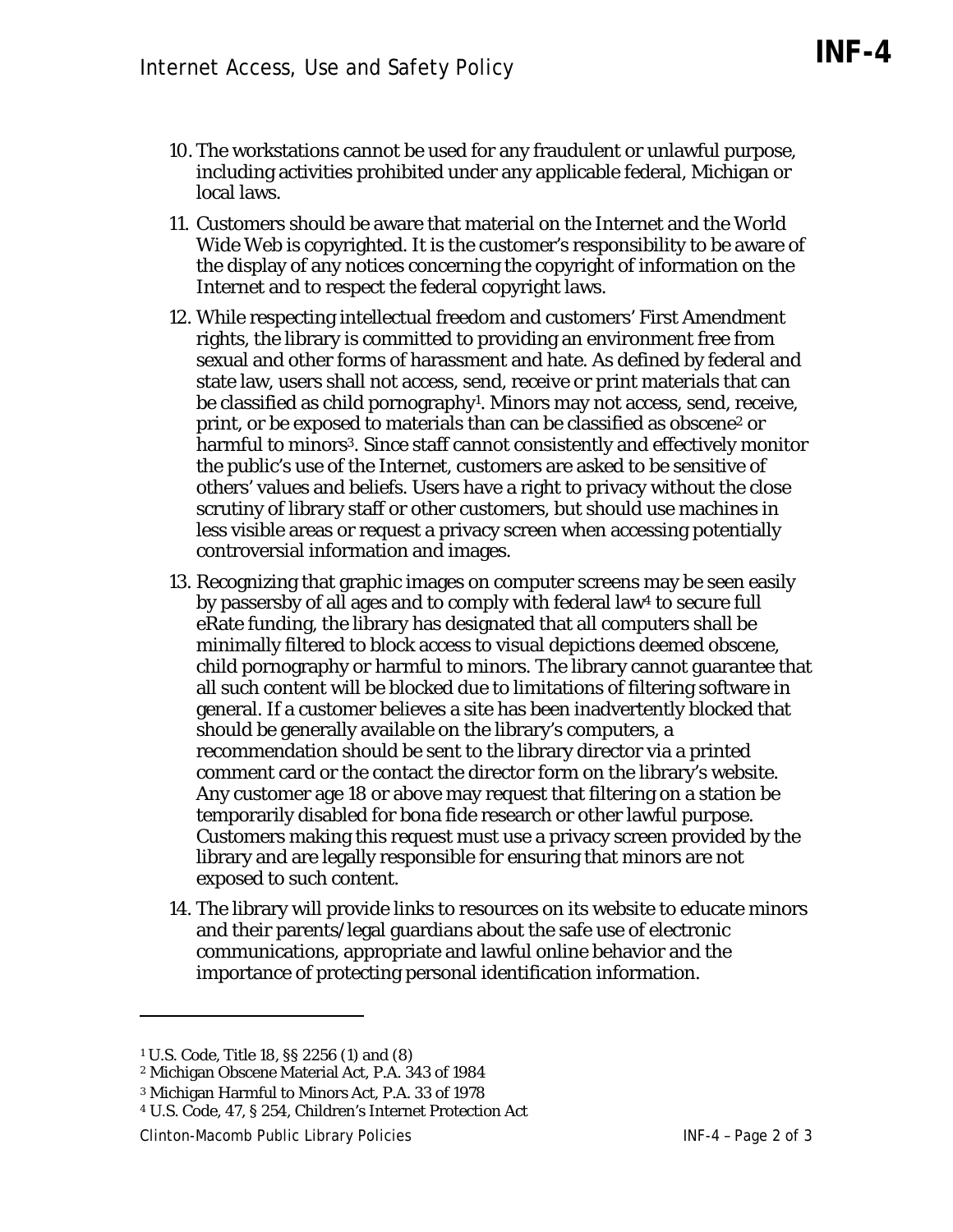10. The workstations cannot be used for any fraudulent or unlawful purpose, including activities prohibited under any applicable federal, Michigan or local laws.

11. Customers should be aware that material on the Internet and the World Wide Web is copyrighted. It is the customer's responsibility to be aware of the display of any notices concerning the copyright of information on the Internet and to respect the federal copyright laws.

12. While respecting intellectual freedom and customers' First Amendment rights, the library is committed to providing an environment free from sexual and other forms of harassment and hate. As defined by federal and state law, users shall not access, send, receive or print materials that can be classified as child pornography[1]. Minors may not access, send, receive, print, or be exposed to materials than can be classified as obscene[2] or harmful to minors[3]. Since staff cannot consistently and effectively monitor the public's use of the Internet, customers are asked to be sensitive of others' values and beliefs. Users have a right to privacy without the close scrutiny of library staff or other customers, but should use machines in less visible areas or request a privacy screen when accessing potentially controversial information and images.

13. Recognizing that graphic images on computer screens may be seen easily by passersby of all ages and to comply with federal law[4] to secure full eRate funding, the library has designated that all computers shall be minimally filtered to block access to visual depictions deemed obscene, child pornography or harmful to minors. The library cannot guarantee that all such content will be blocked due to limitations of filtering software in general. If a customer believes a site has been inadvertently blocked that should be generally available on the library's computers, a recommendation should be sent to the library director via a printed comment card or the contact the director form on the library's website. Any customer age 18 or above may request that filtering on a station be temporarily disabled for bona fide research or other lawful purpose. Customers making this request must use a privacy screen provided by the library and are legally responsible for ensuring that minors are not exposed to such content.

14. The library will provide links to resources on its website to educate minors and their parents/legal guardians about the safe use of electronic communications, appropriate and lawful online behavior and the importance of protecting personal identification information.

---

[1] U.S. Code, Title 18, §§ 2256 (1) and (8)

[2] Michigan Obscene Material Act, P.A. 343 of 1984

[3] Michigan Harmful to Minors Act, P.A. 33 of 1978

[4] U.S. Code, 47, § 254, Children's Internet Protection Act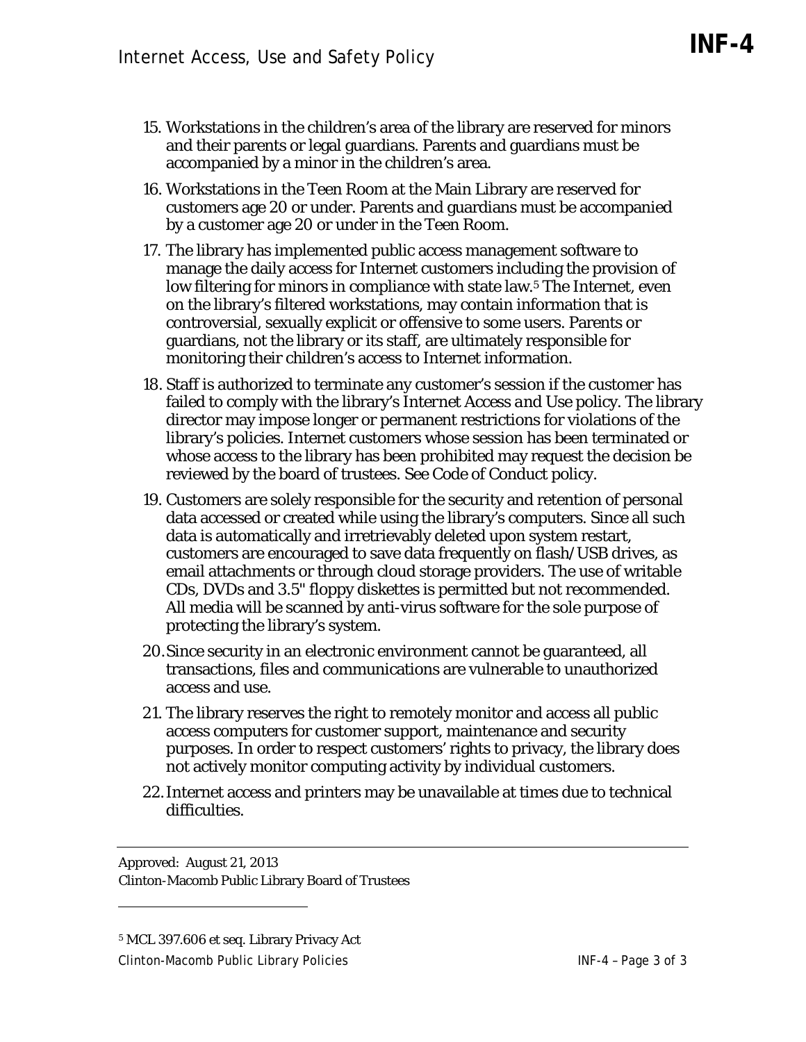15. Workstations in the children's area of the library are reserved for minors and their parents or legal guardians. Parents and guardians must be accompanied by a minor in the children's area.

16. Workstations in the Teen Room at the Main Library are reserved for customers age 20 or under. Parents and guardians must be accompanied by a customer age 20 or under in the Teen Room.

17. The library has implemented public access management software to manage the daily access for Internet customers including the provision of low filtering for minors in compliance with state law.[5] The Internet, even on the library's filtered workstations, may contain information that is controversial, sexually explicit or offensive to some users. Parents or guardians, not the library or its staff, are ultimately responsible for monitoring their children's access to Internet information.

18. Staff is authorized to terminate any customer's session if the customer has failed to comply with the library's *Internet Access and Use* policy. The library director may impose longer or permanent restrictions for violations of the library's policies. Internet customers whose session has been terminated or whose access to the library has been prohibited may request the decision be reviewed by the board of trustees. See Code of Conduct policy.

19. Customers are solely responsible for the security and retention of personal data accessed or created while using the library's computers. Since all such data is automatically and irretrievably deleted upon system restart, customers are encouraged to save data frequently on flash/USB drives, as email attachments or through cloud storage providers. The use of writable CDs, DVDs and 3.5" floppy diskettes is permitted but not recommended. All media will be scanned by anti-virus software for the sole purpose of protecting the library's system.

20. Since security in an electronic environment cannot be guaranteed, all transactions, files and communications are vulnerable to unauthorized access and use.

21. The library reserves the right to remotely monitor and access all public access computers for customer support, maintenance and security purposes. In order to respect customers' rights to privacy, the library does not actively monitor computing activity by individual customers.

22. Internet access and printers may be unavailable at times due to technical difficulties.

---

Approved: August 21, 2013
Clinton-Macomb Public Library Board of Trustees

[5] MCL 397.606 et seq. Library Privacy Act